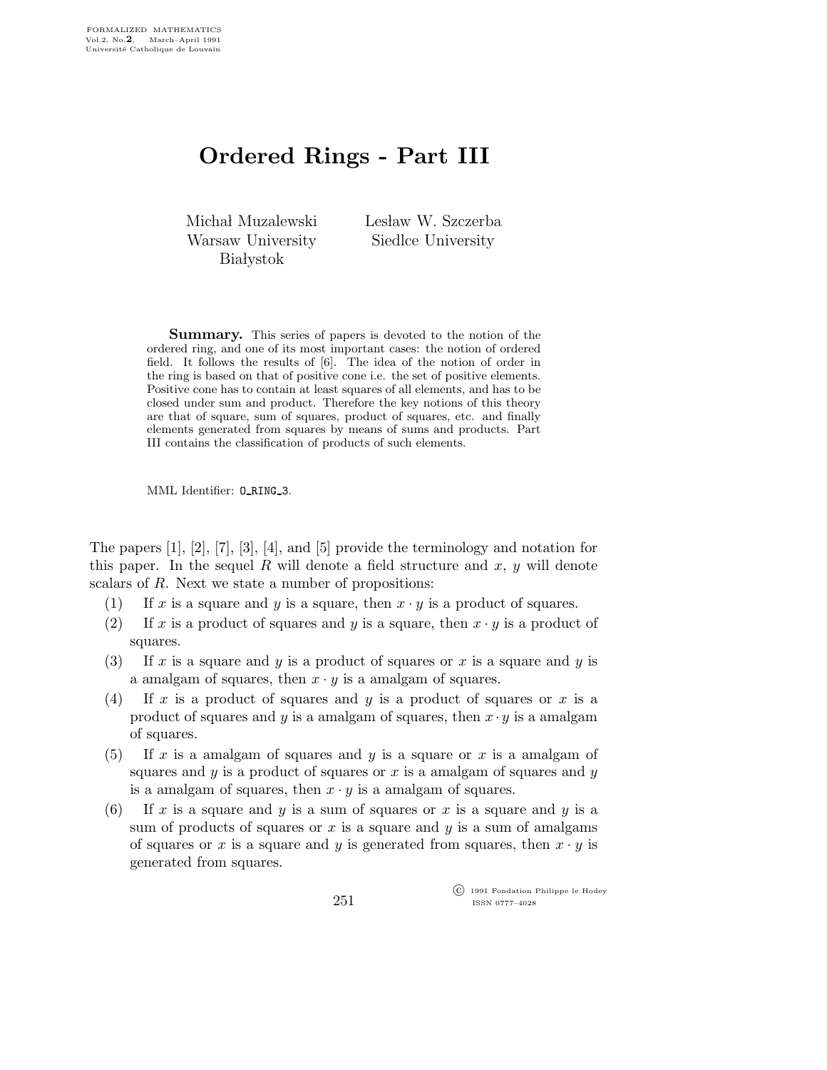# Ordered Rings - Part III

Michał Muzalewski
Warsaw University
Białystok

Lesław W. Szczerba
Siedlce University

**Summary.** This series of papers is devoted to the notion of the ordered ring, and one of its most important cases: the notion of ordered field. It follows the results of [6]. The idea of the notion of order in the ring is based on that of positive cone i.e. the set of positive elements. Positive cone has to contain at least squares of all elements, and has to be closed under sum and product. Therefore the key notions of this theory are that of square, sum of squares, product of squares, etc. and finally elements generated from squares by means of sums and products. Part III contains the classification of products of such elements.

MML Identifier: O_RING_3.

The papers [1], [2], [7], [3], [4], and [5] provide the terminology and notation for this paper. In the sequel $R$ will denote a field structure and $x$, $y$ will denote scalars of $R$. Next we state a number of propositions:

(1) If $x$ is a square and $y$ is a square, then $x \cdot y$ is a product of squares.

(2) If $x$ is a product of squares and $y$ is a square, then $x \cdot y$ is a product of squares.

(3) If $x$ is a square and $y$ is a product of squares or $x$ is a square and $y$ is a amalgam of squares, then $x \cdot y$ is a amalgam of squares.

(4) If $x$ is a product of squares and $y$ is a product of squares or $x$ is a product of squares and $y$ is a amalgam of squares, then $x \cdot y$ is a amalgam of squares.

(5) If $x$ is a amalgam of squares and $y$ is a square or $x$ is a amalgam of squares and $y$ is a product of squares or $x$ is a amalgam of squares and $y$ is a amalgam of squares, then $x \cdot y$ is a amalgam of squares.

(6) If $x$ is a square and $y$ is a sum of squares or $x$ is a square and $y$ is a sum of products of squares or $x$ is a square and $y$ is a sum of amalgams of squares or $x$ is a square and $y$ is generated from squares, then $x \cdot y$ is generated from squares.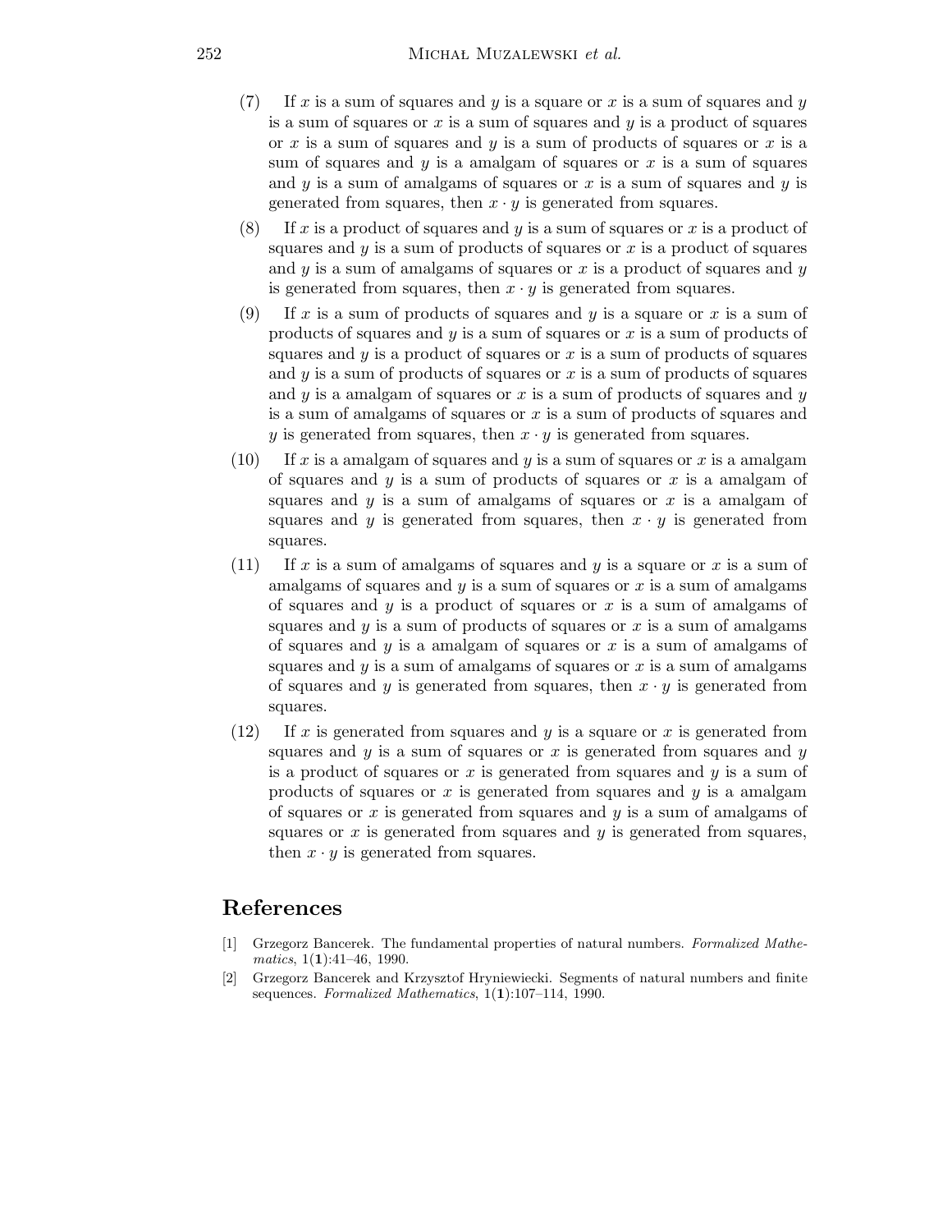(7) If $x$ is a sum of squares and $y$ is a square or $x$ is a sum of squares and $y$ is a sum of squares or $x$ is a sum of squares and $y$ is a product of squares or $x$ is a sum of squares and $y$ is a sum of products of squares or $x$ is a sum of squares and $y$ is a amalgam of squares or $x$ is a sum of squares and $y$ is a sum of amalgams of squares or $x$ is a sum of squares and $y$ is generated from squares, then $x \cdot y$ is generated from squares.

(8) If $x$ is a product of squares and $y$ is a sum of squares or $x$ is a product of squares and $y$ is a sum of products of squares or $x$ is a product of squares and $y$ is a sum of amalgams of squares or $x$ is a product of squares and $y$ is generated from squares, then $x \cdot y$ is generated from squares.

(9) If $x$ is a sum of products of squares and $y$ is a square or $x$ is a sum of products of squares and $y$ is a sum of squares or $x$ is a sum of products of squares and $y$ is a product of squares or $x$ is a sum of products of squares and $y$ is a sum of products of squares or $x$ is a sum of products of squares and $y$ is a amalgam of squares or $x$ is a sum of products of squares and $y$ is a sum of amalgams of squares or $x$ is a sum of products of squares and $y$ is generated from squares, then $x \cdot y$ is generated from squares.

(10) If $x$ is a amalgam of squares and $y$ is a sum of squares or $x$ is a amalgam of squares and $y$ is a sum of products of squares or $x$ is a amalgam of squares and $y$ is a sum of amalgams of squares or $x$ is a amalgam of squares and $y$ is generated from squares, then $x \cdot y$ is generated from squares.

(11) If $x$ is a sum of amalgams of squares and $y$ is a square or $x$ is a sum of amalgams of squares and $y$ is a sum of squares or $x$ is a sum of amalgams of squares and $y$ is a product of squares or $x$ is a sum of amalgams of squares and $y$ is a sum of products of squares or $x$ is a sum of amalgams of squares and $y$ is a amalgam of squares or $x$ is a sum of amalgams of squares and $y$ is a sum of amalgams of squares or $x$ is a sum of amalgams of squares and $y$ is generated from squares, then $x \cdot y$ is generated from squares.

(12) If $x$ is generated from squares and $y$ is a square or $x$ is generated from squares and $y$ is a sum of squares or $x$ is generated from squares and $y$ is a product of squares or $x$ is generated from squares and $y$ is a sum of products of squares or $x$ is generated from squares and $y$ is a amalgam of squares or $x$ is generated from squares and $y$ is a sum of amalgams of squares or $x$ is generated from squares and $y$ is generated from squares, then $x \cdot y$ is generated from squares.

## References

[1] Grzegorz Bancerek. The fundamental properties of natural numbers. *Formalized Mathematics*, 1(**1**):41–46, 1990.

[2] Grzegorz Bancerek and Krzysztof Hryniewiecki. Segments of natural numbers and finite sequences. *Formalized Mathematics*, 1(**1**):107–114, 1990.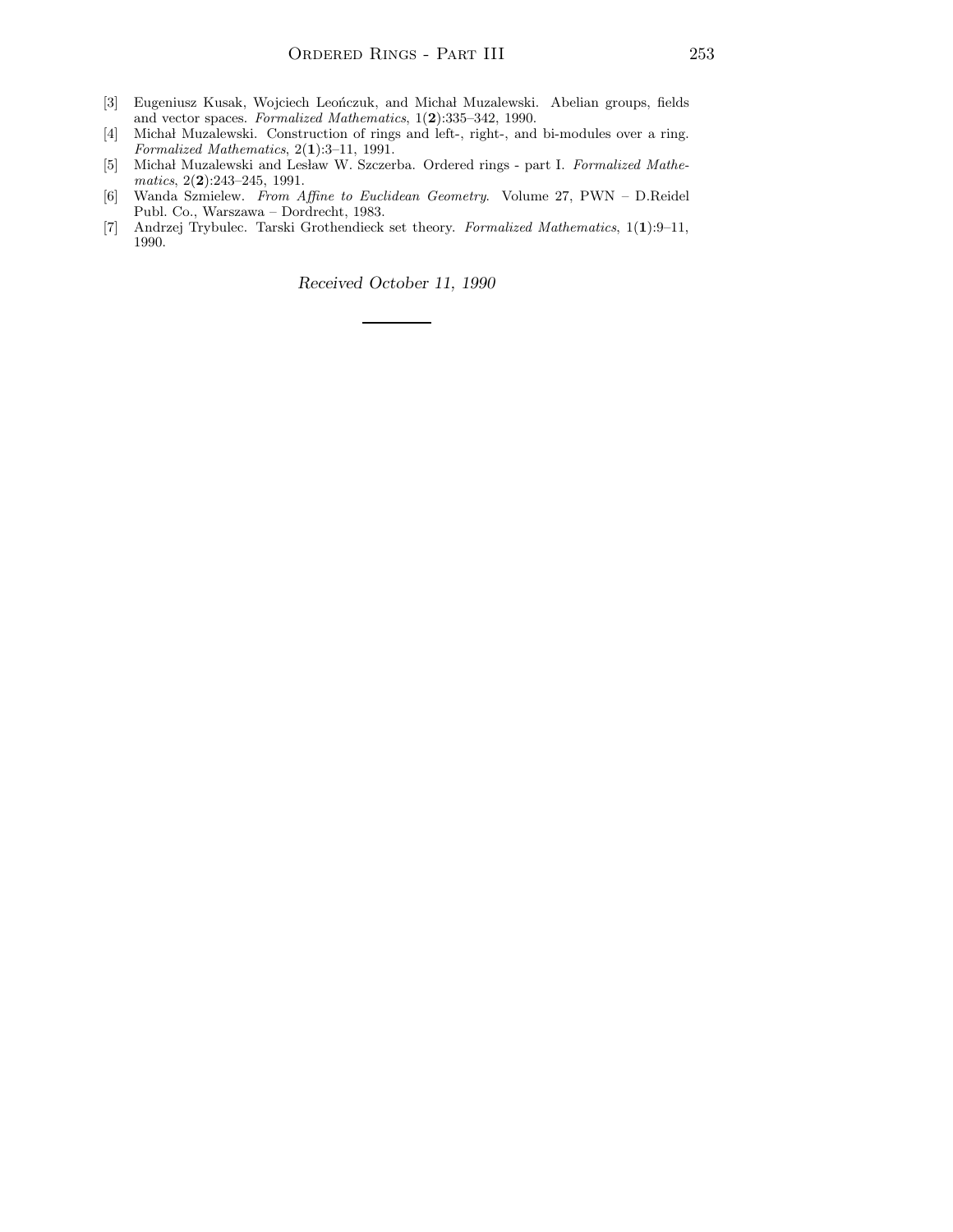[3] Eugeniusz Kusak, Wojciech Leończuk, and Michał Muzalewski. Abelian groups, fields and vector spaces. *Formalized Mathematics*, 1(**2**):335–342, 1990.

[4] Michał Muzalewski. Construction of rings and left-, right-, and bi-modules over a ring. *Formalized Mathematics*, 2(**1**):3–11, 1991.

[5] Michał Muzalewski and Lesław W. Szczerba. Ordered rings - part I. *Formalized Mathematics*, 2(**2**):243–245, 1991.

[6] Wanda Szmielew. *From Affine to Euclidean Geometry*. Volume 27, PWN – D.Reidel Publ. Co., Warszawa – Dordrecht, 1983.

[7] Andrzej Trybulec. Tarski Grothendieck set theory. *Formalized Mathematics*, 1(**1**):9–11, 1990.

*Received October 11, 1990*